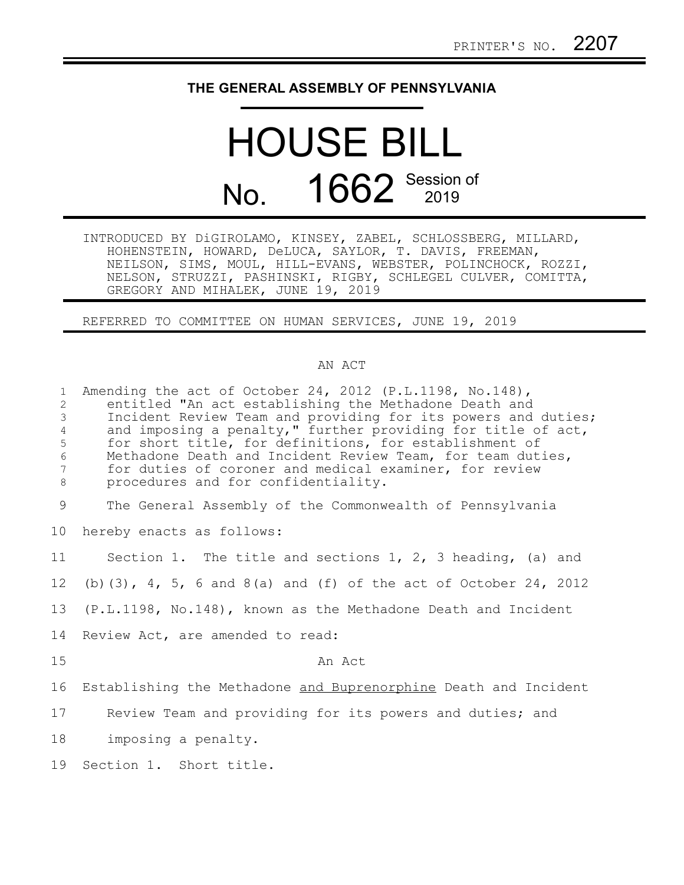PRINTER'S NO. 2207

# THE GENERAL ASSEMBLY OF PENNSYLVANIA

# HOUSE BILL

## No. 1662 Session of 2019

INTRODUCED BY DiGIROLAMO, KINSEY, ZABEL, SCHLOSSBERG, MILLARD, HOHENSTEIN, HOWARD, DeLUCA, SAYLOR, T. DAVIS, FREEMAN, NEILSON, SIMS, MOUL, HILL-EVANS, WEBSTER, POLINCHOCK, ROZZI, NELSON, STRUZZI, PASHINSKI, RIGBY, SCHLEGEL CULVER, COMITTA, GREGORY AND MIHALEK, JUNE 19, 2019

REFERRED TO COMMITTEE ON HUMAN SERVICES, JUNE 19, 2019

AN ACT

1 Amending the act of October 24, 2012 (P.L.1198, No.148),
2 entitled "An act establishing the Methadone Death and
3 Incident Review Team and providing for its powers and duties;
4 and imposing a penalty," further providing for title of act,
5 for short title, for definitions, for establishment of
6 Methadone Death and Incident Review Team, for team duties,
7 for duties of coroner and medical examiner, for review
8 procedures and for confidentiality.

9 The General Assembly of the Commonwealth of Pennsylvania
10 hereby enacts as follows:

11 Section 1. The title and sections 1, 2, 3 heading, (a) and
12 (b)(3), 4, 5, 6 and 8(a) and (f) of the act of October 24, 2012
13 (P.L.1198, No.148), known as the Methadone Death and Incident
14 Review Act, are amended to read:

15 An Act

16 Establishing the Methadone <u>and Buprenorphine</u> Death and Incident
17 Review Team and providing for its powers and duties; and
18 imposing a penalty.

19 Section 1. Short title.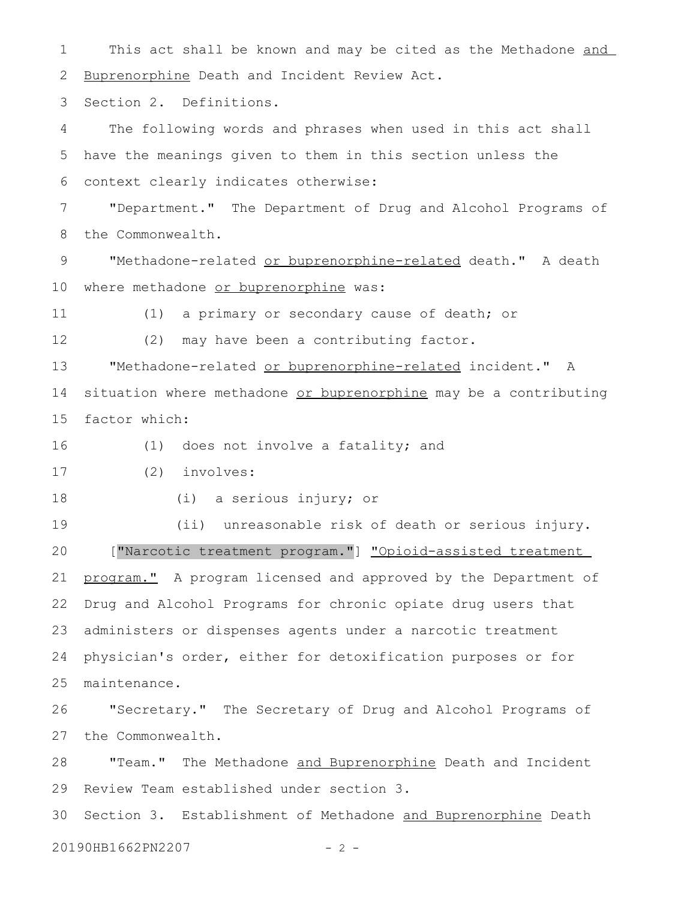This act shall be known and may be cited as the Methadone and Buprenorphine Death and Incident Review Act.

Section 2. Definitions.

The following words and phrases when used in this act shall have the meanings given to them in this section unless the context clearly indicates otherwise:

"Department." The Department of Drug and Alcohol Programs of the Commonwealth.

"Methadone-related or buprenorphine-related death." A death where methadone or buprenorphine was:

(1) a primary or secondary cause of death; or

(2) may have been a contributing factor.

"Methadone-related or buprenorphine-related incident." A situation where methadone or buprenorphine may be a contributing factor which:

(1) does not involve a fatality; and

(2) involves:

(i) a serious injury; or

(ii) unreasonable risk of death or serious injury.

["Narcotic treatment program."] "Opioid-assisted treatment program." A program licensed and approved by the Department of Drug and Alcohol Programs for chronic opiate drug users that administers or dispenses agents under a narcotic treatment physician's order, either for detoxification purposes or for maintenance.

"Secretary." The Secretary of Drug and Alcohol Programs of the Commonwealth.

"Team." The Methadone and Buprenorphine Death and Incident Review Team established under section 3.

Section 3. Establishment of Methadone and Buprenorphine Death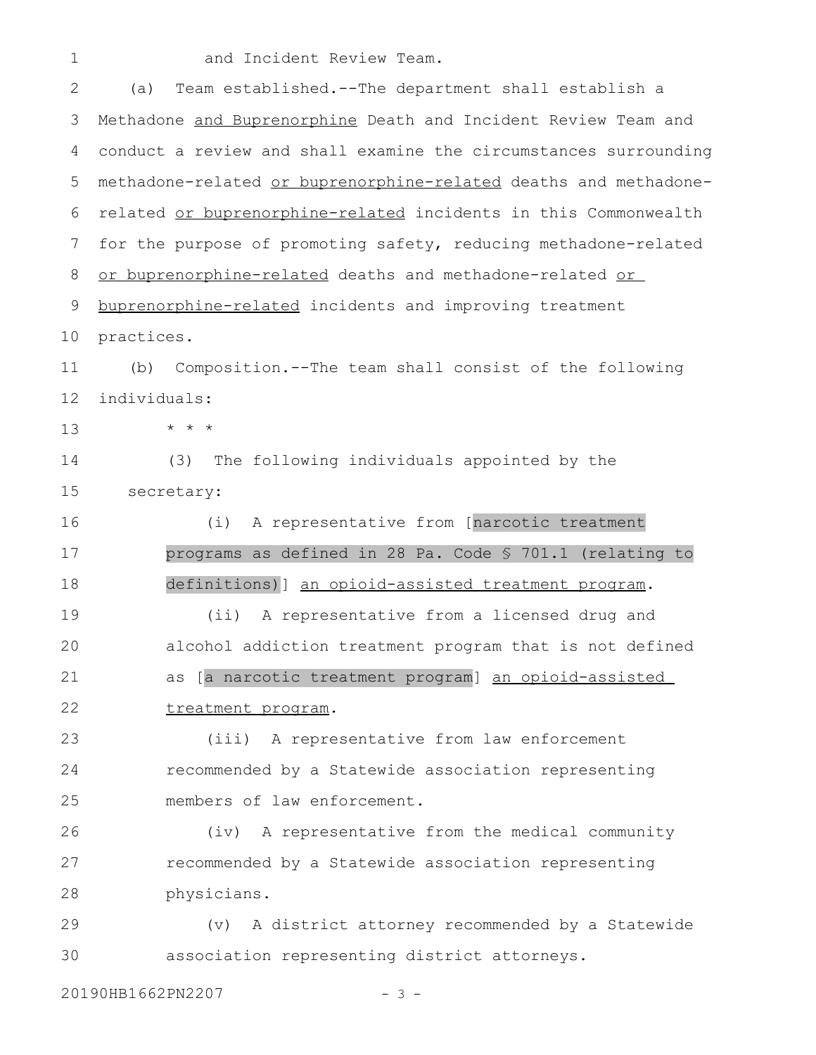and Incident Review Team.

(a) Team established.--The department shall establish a Methadone and Buprenorphine Death and Incident Review Team and conduct a review and shall examine the circumstances surrounding methadone-related or buprenorphine-related deaths and methadone-related or buprenorphine-related incidents in this Commonwealth for the purpose of promoting safety, reducing methadone-related or buprenorphine-related deaths and methadone-related or buprenorphine-related incidents and improving treatment practices.

(b) Composition.--The team shall consist of the following individuals:

\* \* \*

(3) The following individuals appointed by the secretary:

(i) A representative from [narcotic treatment programs as defined in 28 Pa. Code § 701.1 (relating to definitions)] an opioid-assisted treatment program.

(ii) A representative from a licensed drug and alcohol addiction treatment program that is not defined as [a narcotic treatment program] an opioid-assisted treatment program.

(iii) A representative from law enforcement recommended by a Statewide association representing members of law enforcement.

(iv) A representative from the medical community recommended by a Statewide association representing physicians.

(v) A district attorney recommended by a Statewide association representing district attorneys.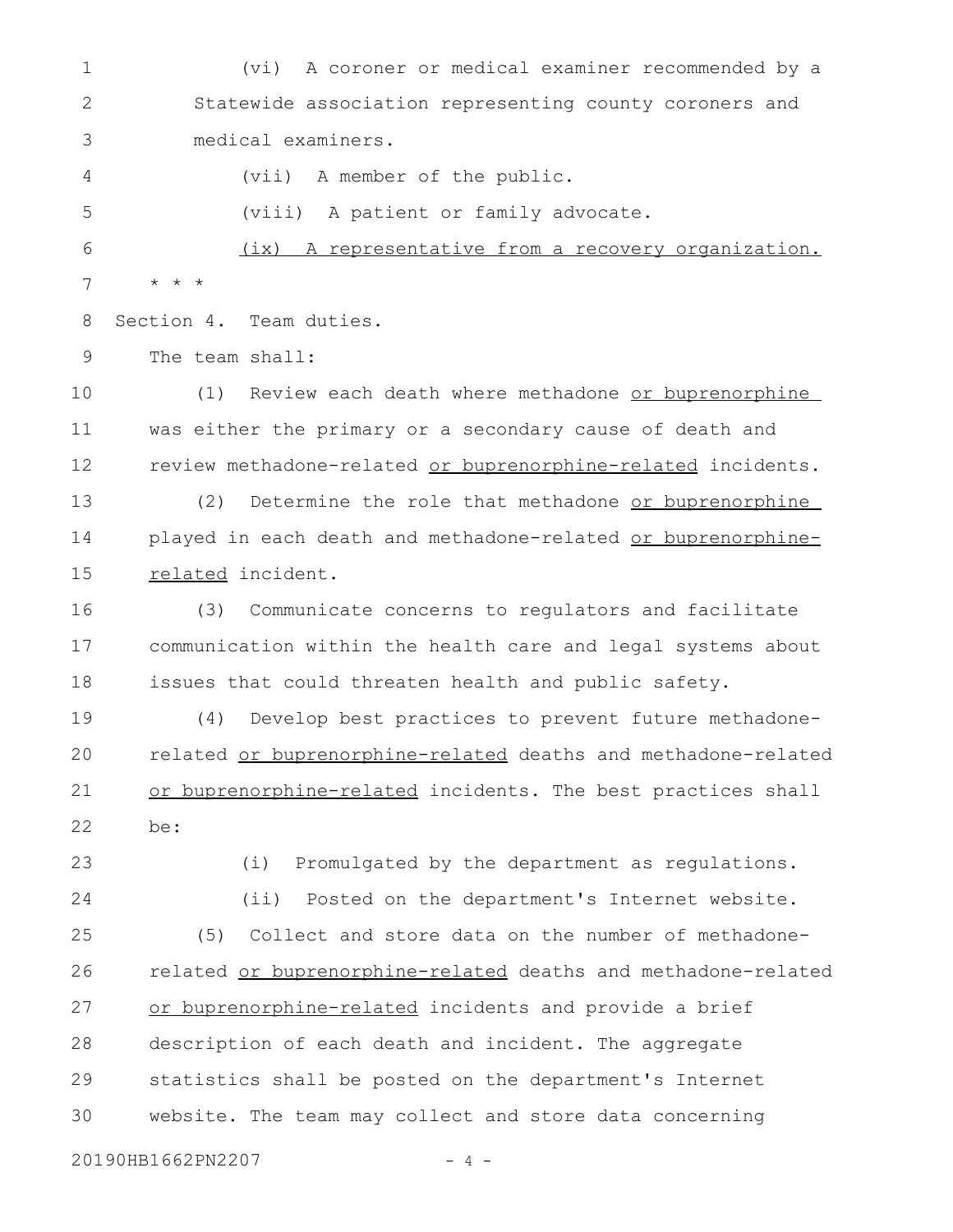(vi) A coroner or medical examiner recommended by a Statewide association representing county coroners and medical examiners.

(vii) A member of the public.

(viii) A patient or family advocate.

<u>(ix) A representative from a recovery organization.</u>

* * *

Section 4. Team duties.

The team shall:

(1) Review each death where methadone <u>or buprenorphine</u> was either the primary or a secondary cause of death and review methadone-related <u>or buprenorphine-related</u> incidents.

(2) Determine the role that methadone <u>or buprenorphine</u> played in each death and methadone-related <u>or buprenorphine-related</u> incident.

(3) Communicate concerns to regulators and facilitate communication within the health care and legal systems about issues that could threaten health and public safety.

(4) Develop best practices to prevent future methadone-related <u>or buprenorphine-related</u> deaths and methadone-related <u>or buprenorphine-related</u> incidents. The best practices shall be:

(i) Promulgated by the department as regulations.

(ii) Posted on the department's Internet website.

(5) Collect and store data on the number of methadone-related <u>or buprenorphine-related</u> deaths and methadone-related <u>or buprenorphine-related</u> incidents and provide a brief description of each death and incident. The aggregate statistics shall be posted on the department's Internet website. The team may collect and store data concerning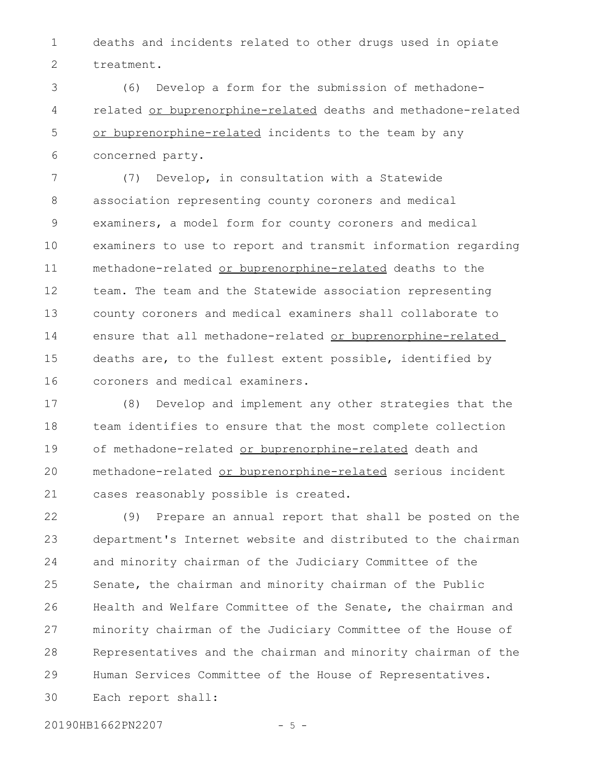deaths and incidents related to other drugs used in opiate treatment.

(6) Develop a form for the submission of methadone-related <u>or buprenorphine-related</u> deaths and methadone-related <u>or buprenorphine-related</u> incidents to the team by any concerned party.

(7) Develop, in consultation with a Statewide association representing county coroners and medical examiners, a model form for county coroners and medical examiners to use to report and transmit information regarding methadone-related <u>or buprenorphine-related</u> deaths to the team. The team and the Statewide association representing county coroners and medical examiners shall collaborate to ensure that all methadone-related <u>or buprenorphine-related</u> deaths are, to the fullest extent possible, identified by coroners and medical examiners.

(8) Develop and implement any other strategies that the team identifies to ensure that the most complete collection of methadone-related <u>or buprenorphine-related</u> death and methadone-related <u>or buprenorphine-related</u> serious incident cases reasonably possible is created.

(9) Prepare an annual report that shall be posted on the department's Internet website and distributed to the chairman and minority chairman of the Judiciary Committee of the Senate, the chairman and minority chairman of the Public Health and Welfare Committee of the Senate, the chairman and minority chairman of the Judiciary Committee of the House of Representatives and the chairman and minority chairman of the Human Services Committee of the House of Representatives. Each report shall: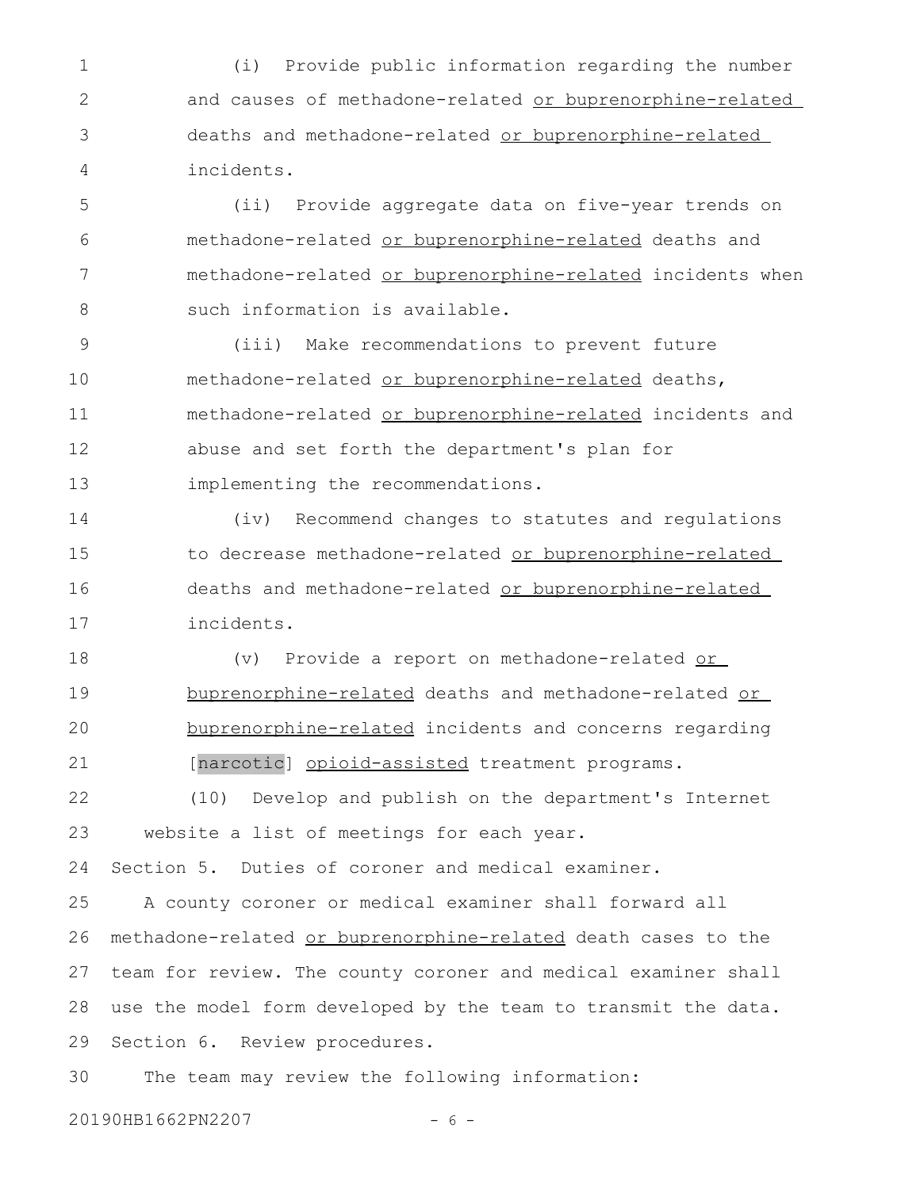(i) Provide public information regarding the number and causes of methadone-related or buprenorphine-related deaths and methadone-related or buprenorphine-related incidents.

(ii) Provide aggregate data on five-year trends on methadone-related or buprenorphine-related deaths and methadone-related or buprenorphine-related incidents when such information is available.

(iii) Make recommendations to prevent future methadone-related or buprenorphine-related deaths, methadone-related or buprenorphine-related incidents and abuse and set forth the department's plan for implementing the recommendations.

(iv) Recommend changes to statutes and regulations to decrease methadone-related or buprenorphine-related deaths and methadone-related or buprenorphine-related incidents.

(v) Provide a report on methadone-related or buprenorphine-related deaths and methadone-related or buprenorphine-related incidents and concerns regarding [narcotic] opioid-assisted treatment programs.

(10) Develop and publish on the department's Internet website a list of meetings for each year.

Section 5. Duties of coroner and medical examiner.

A county coroner or medical examiner shall forward all methadone-related or buprenorphine-related death cases to the team for review. The county coroner and medical examiner shall use the model form developed by the team to transmit the data.

Section 6. Review procedures.

The team may review the following information: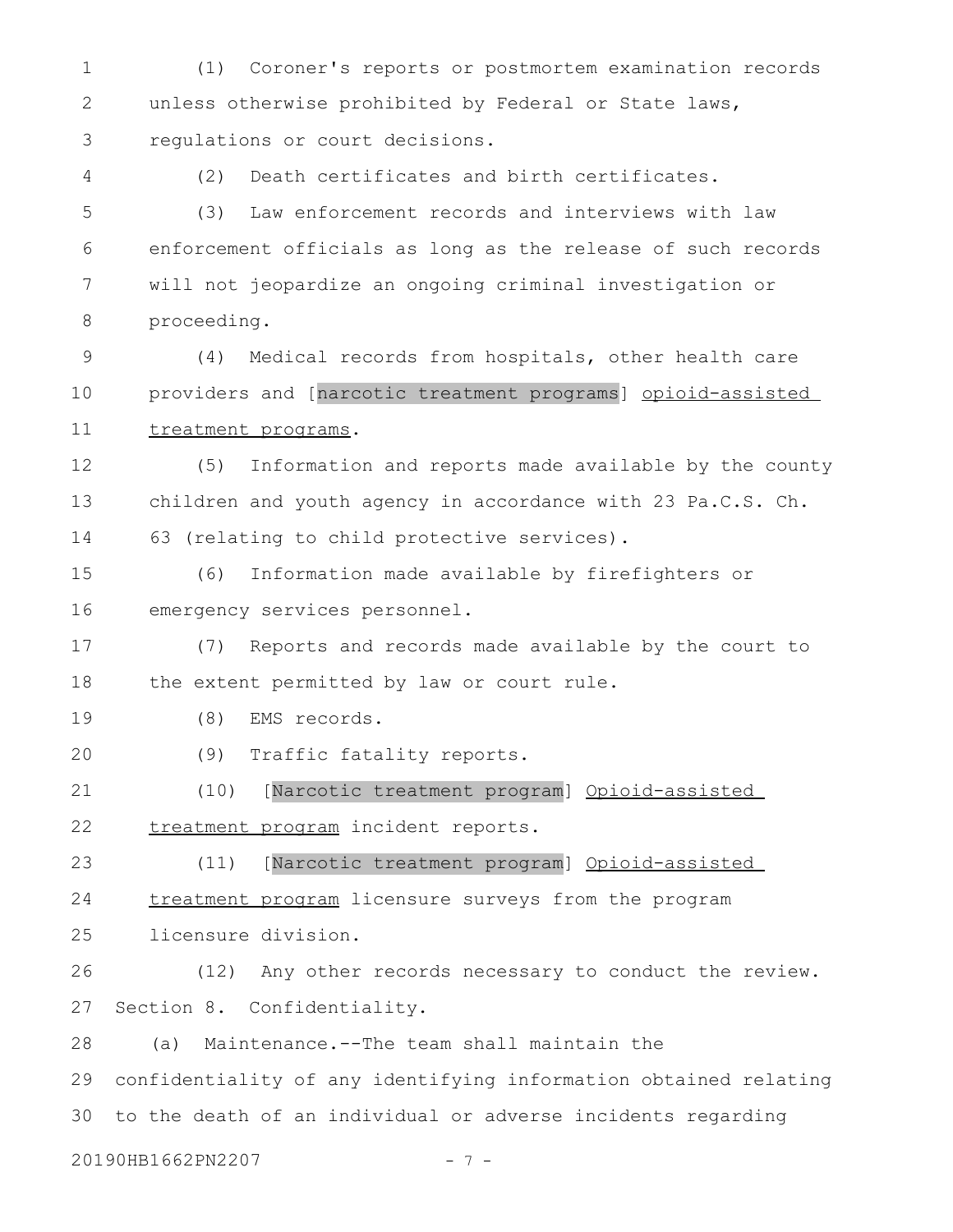(1) Coroner's reports or postmortem examination records unless otherwise prohibited by Federal or State laws, regulations or court decisions.

(2) Death certificates and birth certificates.

(3) Law enforcement records and interviews with law enforcement officials as long as the release of such records will not jeopardize an ongoing criminal investigation or proceeding.

(4) Medical records from hospitals, other health care providers and [narcotic treatment programs] <u>opioid-assisted treatment programs</u>.

(5) Information and reports made available by the county children and youth agency in accordance with 23 Pa.C.S. Ch. 63 (relating to child protective services).

(6) Information made available by firefighters or emergency services personnel.

(7) Reports and records made available by the court to the extent permitted by law or court rule.

(8) EMS records.

(9) Traffic fatality reports.

(10) [Narcotic treatment program] <u>Opioid-assisted treatment program</u> incident reports.

(11) [Narcotic treatment program] <u>Opioid-assisted treatment program</u> licensure surveys from the program licensure division.

(12) Any other records necessary to conduct the review.

Section 8. Confidentiality.

(a) Maintenance.--The team shall maintain the confidentiality of any identifying information obtained relating to the death of an individual or adverse incidents regarding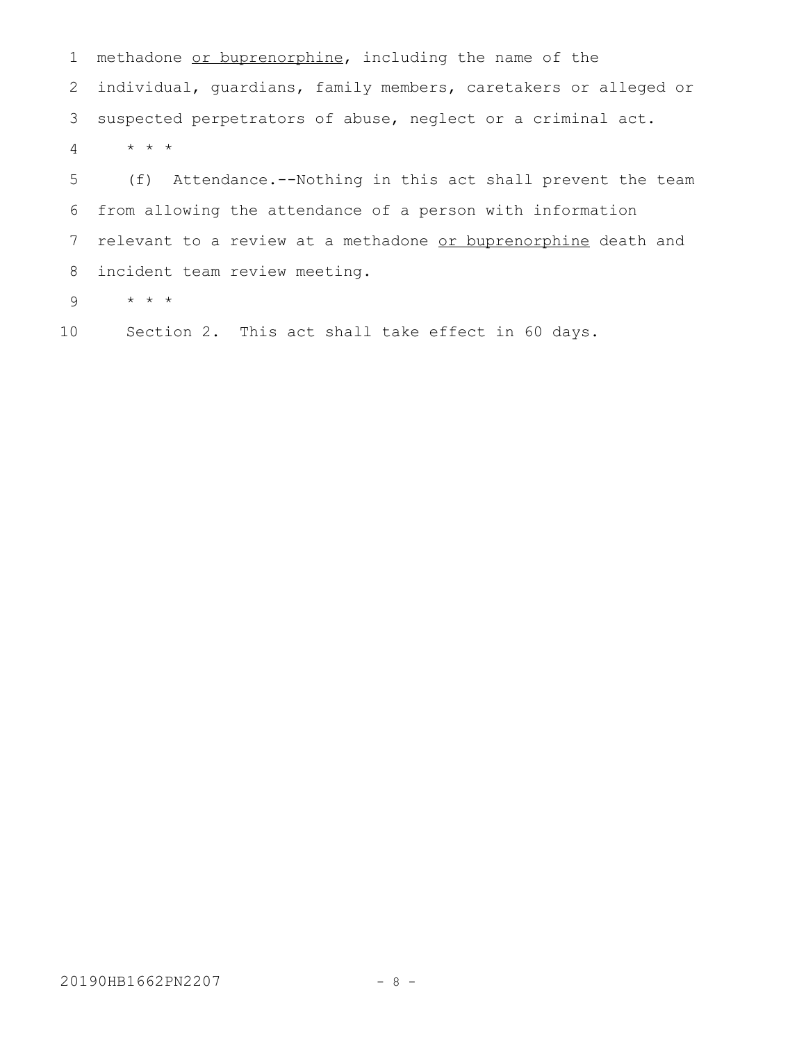methadone <u>or buprenorphine</u>, including the name of the individual, guardians, family members, caretakers or alleged or suspected perpetrators of abuse, neglect or a criminal act.

* * *

(f) Attendance.--Nothing in this act shall prevent the team from allowing the attendance of a person with information relevant to a review at a methadone <u>or buprenorphine</u> death and incident team review meeting.

* * *

Section 2. This act shall take effect in 60 days.